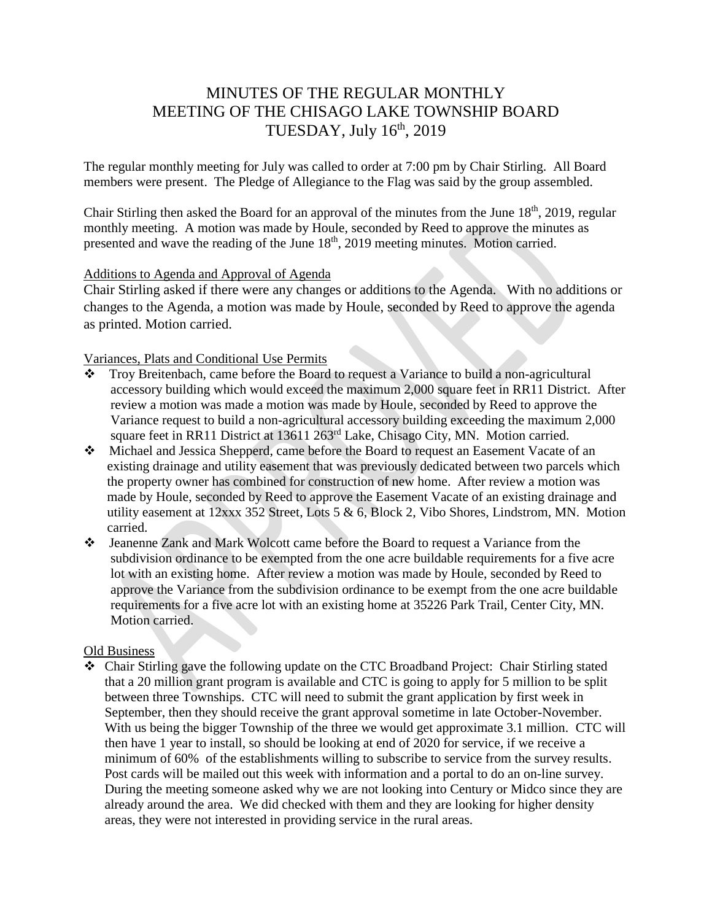# MINUTES OF THE REGULAR MONTHLY MEETING OF THE CHISAGO LAKE TOWNSHIP BOARD TUESDAY, July 16th, 2019

The regular monthly meeting for July was called to order at 7:00 pm by Chair Stirling. All Board members were present. The Pledge of Allegiance to the Flag was said by the group assembled.

Chair Stirling then asked the Board for an approval of the minutes from the June 18th, 2019, regular monthly meeting. A motion was made by Houle, seconded by Reed to approve the minutes as presented and wave the reading of the June 18th, 2019 meeting minutes. Motion carried.

Additions to Agenda and Approval of Agenda

Chair Stirling asked if there were any changes or additions to the Agenda. With no additions or changes to the Agenda, a motion was made by Houle, seconded by Reed to approve the agenda as printed. Motion carried.

Variances, Plats and Conditional Use Permits

- Troy Breitenbach, came before the Board to request a Variance to build a non-agricultural accessory building which would exceed the maximum 2,000 square feet in RR11 District. After review a motion was made a motion was made by Houle, seconded by Reed to approve the Variance request to build a non-agricultural accessory building exceeding the maximum 2,000 square feet in RR11 District at 13611 263rd Lake, Chisago City, MN. Motion carried.
- Michael and Jessica Shepperd, came before the Board to request an Easement Vacate of an existing drainage and utility easement that was previously dedicated between two parcels which the property owner has combined for construction of new home. After review a motion was made by Houle, seconded by Reed to approve the Easement Vacate of an existing drainage and utility easement at 12xxx 352 Street, Lots 5 & 6, Block 2, Vibo Shores, Lindstrom, MN. Motion carried.
- Jeanenne Zank and Mark Wolcott came before the Board to request a Variance from the subdivision ordinance to be exempted from the one acre buildable requirements for a five acre lot with an existing home. After review a motion was made by Houle, seconded by Reed to approve the Variance from the subdivision ordinance to be exempt from the one acre buildable requirements for a five acre lot with an existing home at 35226 Park Trail, Center City, MN. Motion carried.

Old Business

- Chair Stirling gave the following update on the CTC Broadband Project: Chair Stirling stated that a 20 million grant program is available and CTC is going to apply for 5 million to be split between three Townships. CTC will need to submit the grant application by first week in September, then they should receive the grant approval sometime in late October-November. With us being the bigger Township of the three we would get approximate 3.1 million. CTC will then have 1 year to install, so should be looking at end of 2020 for service, if we receive a minimum of 60% of the establishments willing to subscribe to service from the survey results. Post cards will be mailed out this week with information and a portal to do an on-line survey. During the meeting someone asked why we are not looking into Century or Midco since they are already around the area. We did checked with them and they are looking for higher density areas, they were not interested in providing service in the rural areas.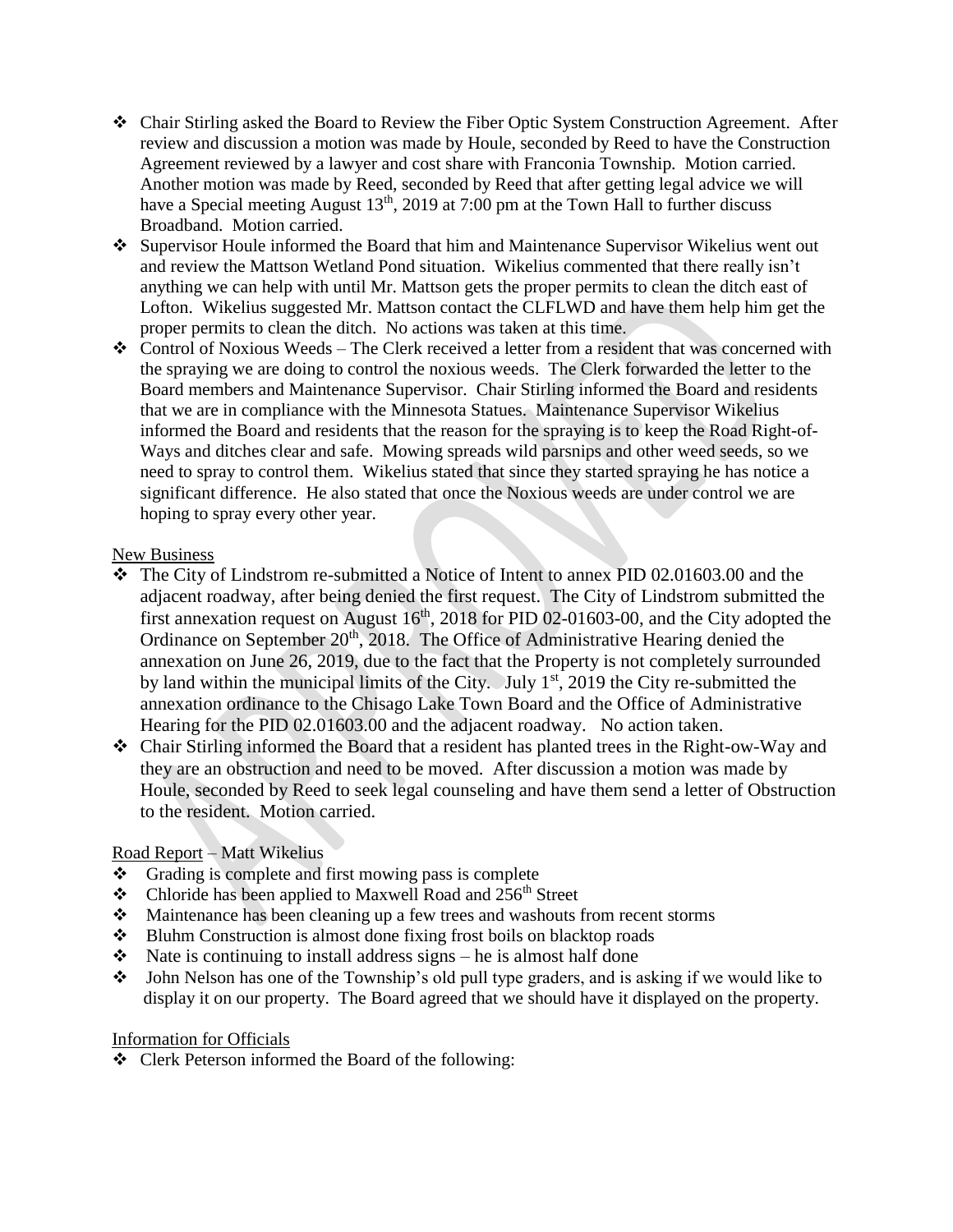- Chair Stirling asked the Board to Review the Fiber Optic System Construction Agreement. After review and discussion a motion was made by Houle, seconded by Reed to have the Construction Agreement reviewed by a lawyer and cost share with Franconia Township. Motion carried. Another motion was made by Reed, seconded by Reed that after getting legal advice we will have a Special meeting August 13th, 2019 at 7:00 pm at the Town Hall to further discuss Broadband. Motion carried.
- Supervisor Houle informed the Board that him and Maintenance Supervisor Wikelius went out and review the Mattson Wetland Pond situation. Wikelius commented that there really isn't anything we can help with until Mr. Mattson gets the proper permits to clean the ditch east of Lofton. Wikelius suggested Mr. Mattson contact the CLFLWD and have them help him get the proper permits to clean the ditch. No actions was taken at this time.
- Control of Noxious Weeds – The Clerk received a letter from a resident that was concerned with the spraying we are doing to control the noxious weeds. The Clerk forwarded the letter to the Board members and Maintenance Supervisor. Chair Stirling informed the Board and residents that we are in compliance with the Minnesota Statues. Maintenance Supervisor Wikelius informed the Board and residents that the reason for the spraying is to keep the Road Right-of-Ways and ditches clear and safe. Mowing spreads wild parsnips and other weed seeds, so we need to spray to control them. Wikelius stated that since they started spraying he has notice a significant difference. He also stated that once the Noxious weeds are under control we are hoping to spray every other year.

New Business

- The City of Lindstrom re-submitted a Notice of Intent to annex PID 02.01603.00 and the adjacent roadway, after being denied the first request. The City of Lindstrom submitted the first annexation request on August 16th, 2018 for PID 02-01603-00, and the City adopted the Ordinance on September 20th, 2018. The Office of Administrative Hearing denied the annexation on June 26, 2019, due to the fact that the Property is not completely surrounded by land within the municipal limits of the City. July 1st, 2019 the City re-submitted the annexation ordinance to the Chisago Lake Town Board and the Office of Administrative Hearing for the PID 02.01603.00 and the adjacent roadway. No action taken.
- Chair Stirling informed the Board that a resident has planted trees in the Right-ow-Way and they are an obstruction and need to be moved. After discussion a motion was made by Houle, seconded by Reed to seek legal counseling and have them send a letter of Obstruction to the resident. Motion carried.

Road Report – Matt Wikelius

- Grading is complete and first mowing pass is complete
- Chloride has been applied to Maxwell Road and 256th Street
- Maintenance has been cleaning up a few trees and washouts from recent storms
- Bluhm Construction is almost done fixing frost boils on blacktop roads
- Nate is continuing to install address signs – he is almost half done
- John Nelson has one of the Township's old pull type graders, and is asking if we would like to display it on our property. The Board agreed that we should have it displayed on the property.

Information for Officials

- Clerk Peterson informed the Board of the following: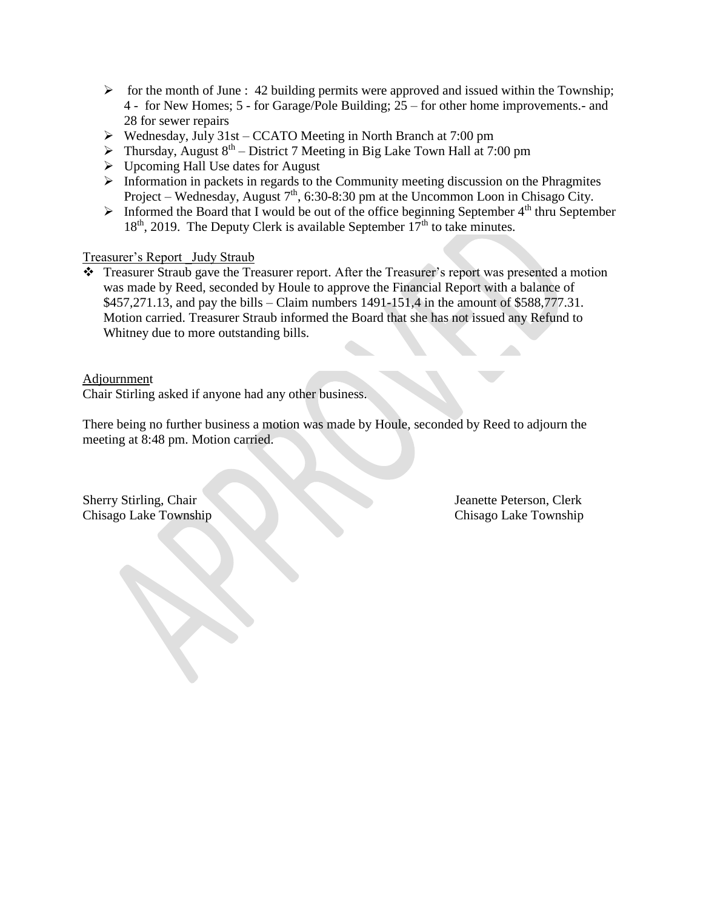- for the month of June : 42 building permits were approved and issued within the Township; 4 - for New Homes; 5 - for Garage/Pole Building; 25 – for other home improvements.- and 28 for sewer repairs
- Wednesday, July 31st – CCATO Meeting in North Branch at 7:00 pm
- Thursday, August 8th – District 7 Meeting in Big Lake Town Hall at 7:00 pm
- Upcoming Hall Use dates for August
- Information in packets in regards to the Community meeting discussion on the Phragmites Project – Wednesday, August 7th, 6:30-8:30 pm at the Uncommon Loon in Chisago City.
- Informed the Board that I would be out of the office beginning September 4th thru September 18th, 2019. The Deputy Clerk is available September 17th to take minutes.

Treasurer's Report _Judy Straub

- Treasurer Straub gave the Treasurer report. After the Treasurer's report was presented a motion was made by Reed, seconded by Houle to approve the Financial Report with a balance of $457,271.13, and pay the bills – Claim numbers 1491-151,4 in the amount of $588,777.31. Motion carried. Treasurer Straub informed the Board that she has not issued any Refund to Whitney due to more outstanding bills.

Adjournment

Chair Stirling asked if anyone had any other business.

There being no further business a motion was made by Houle, seconded by Reed to adjourn the meeting at 8:48 pm. Motion carried.

Sherry Stirling, Chair
Chisago Lake Township

Jeanette Peterson, Clerk
Chisago Lake Township